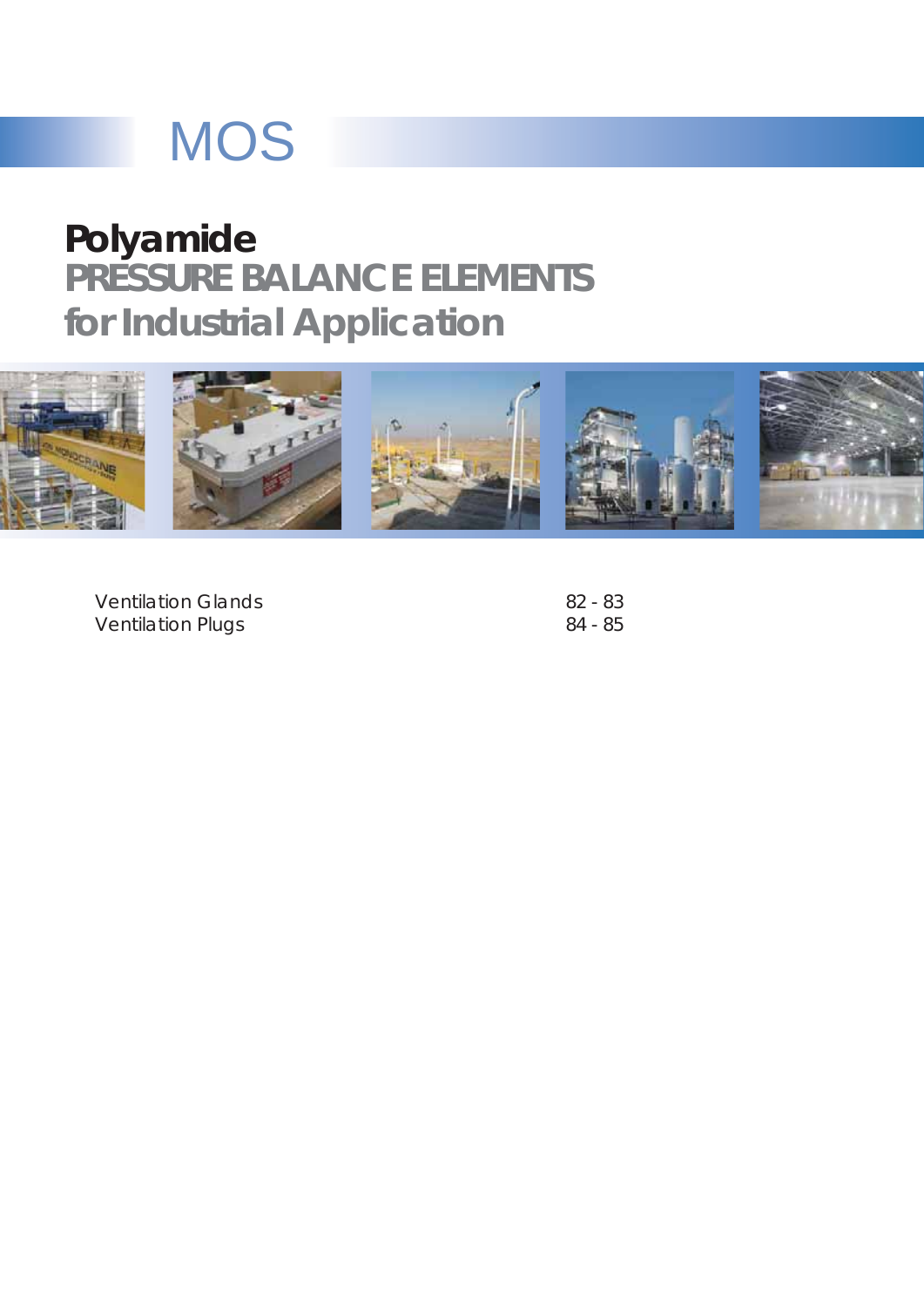# MOS

## Polyamide
## PRESSURE BALANCE ELEMENTS for Industrial Application

| | |
|---|---|
| Ventilation Glands | 82 - 83 |
| Ventilation Plugs | 84 - 85 |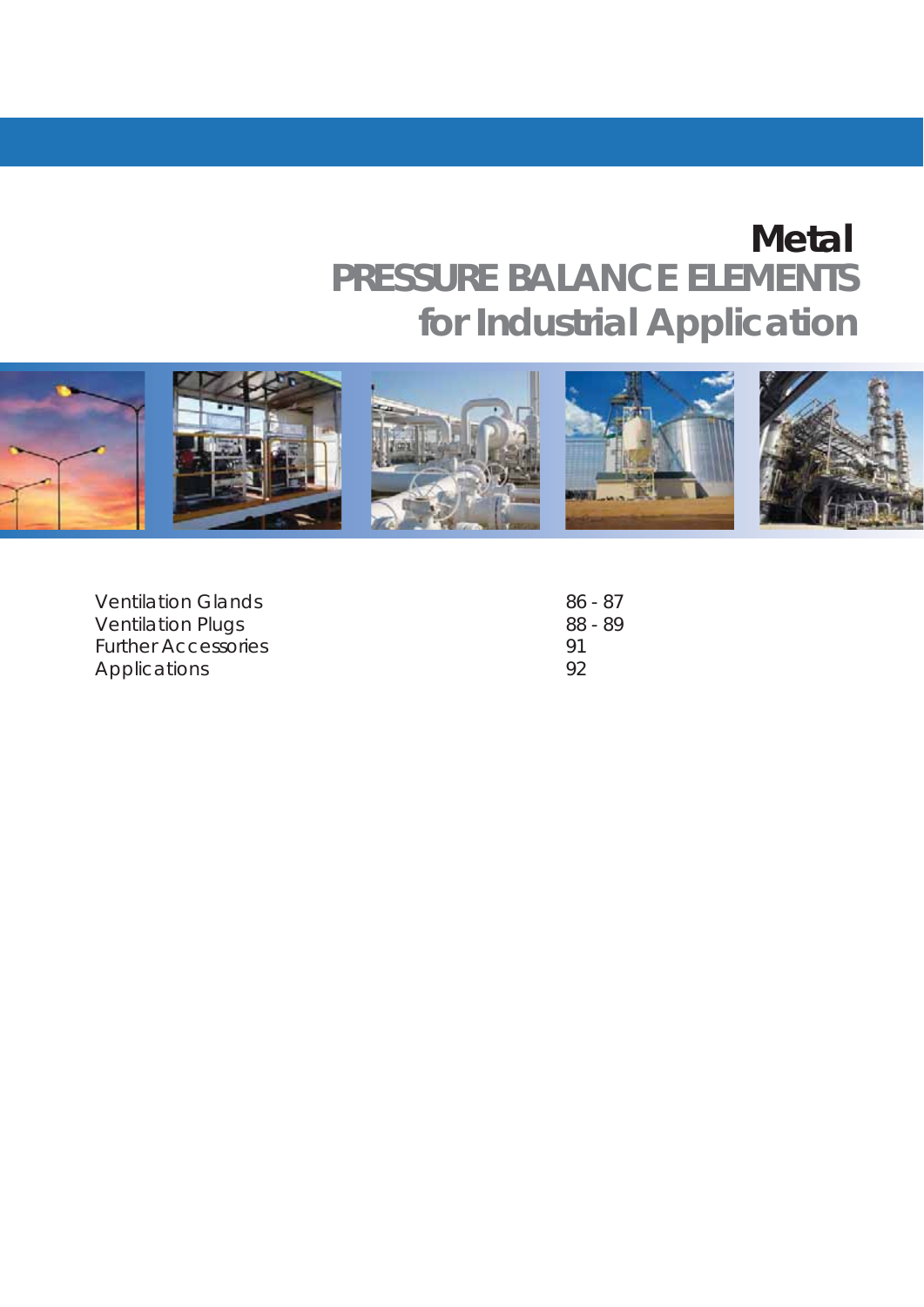# Metal
## PRESSURE BALANCE ELEMENTS
## for Industrial Application

| | |
|---|---|
| Ventilation Glands | 86 - 87 |
| Ventilation Plugs | 88 - 89 |
| Further Accessories | 91 |
| Applications | 92 |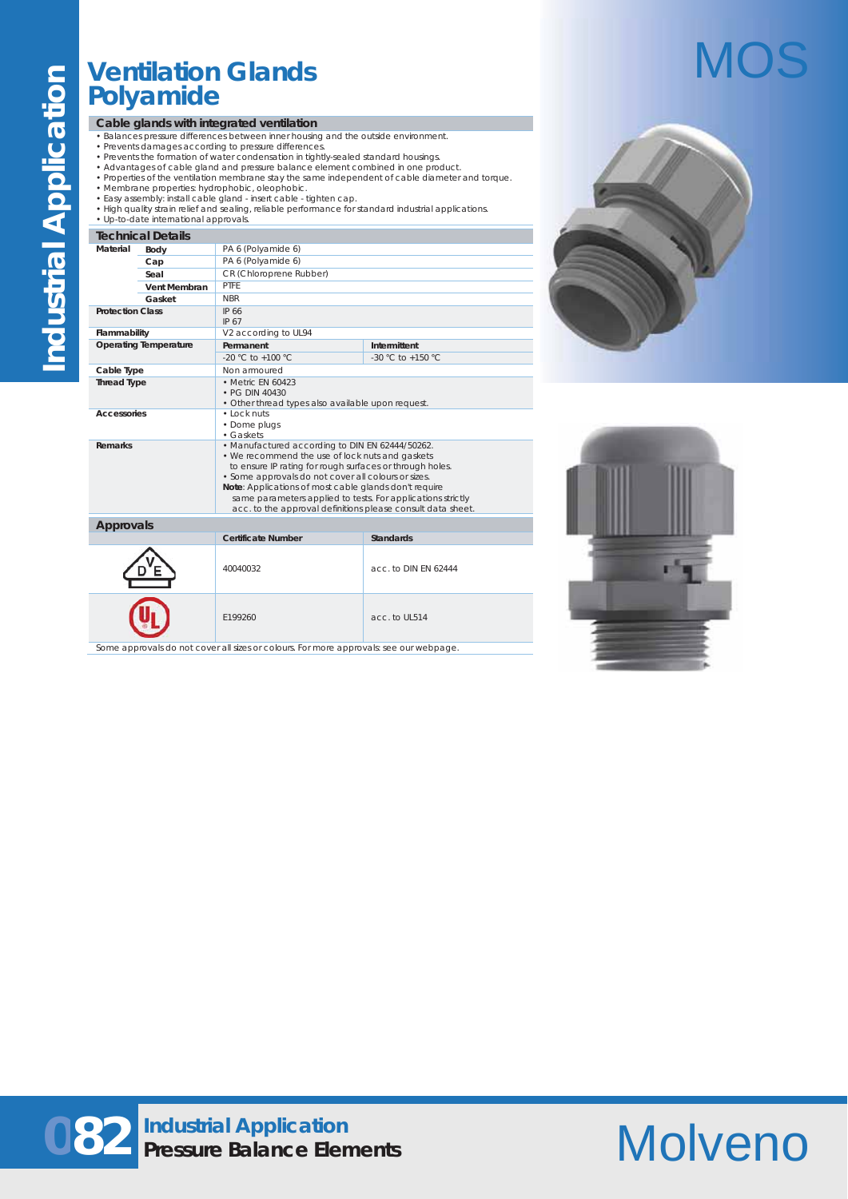# Ventilation Glands Polyamide

MOS

## Cable glands with integrated ventilation

- Balances pressure differences between inner housing and the outside environment.
- Prevents damages according to pressure differences.
- Prevents the formation of water condensation in tightly-sealed standard housings.
- Advantages of cable gland and pressure balance element combined in one product.
- Properties of the ventilation membrane stay the same independent of cable diameter and torque.
- Membrane properties: hydrophobic, oleophobic.
- Easy assembly: install cable gland - insert cable - tighten cap.
- High quality strain relief and sealing, reliable performance for standard industrial applications.
- Up-to-date international approvals.

## Technical Details

| | | | |
|---|---|---|---|
| Material | Body | PA 6 (Polyamide 6) | |
| | Cap | PA 6 (Polyamide 6) | |
| | Seal | CR (Chloroprene Rubber) | |
| | Vent Membran | PTFE | |
| | Gasket | NBR | |
| Protection Class | | IP 66<br>IP 67 | |
| Flammability | | V2 according to UL94 | |
| Operating Temperature | | Permanent | Intermittent |
| | | -20 °C to +100 °C | -30 °C to +150 °C |
| Cable Type | | Non armoured | |
| Thread Type | | • Metric EN 60423<br>• PG DIN 40430<br>• Other thread types also available upon request. | |
| Accessories | | • Lock nuts<br>• Dome plugs<br>• Gaskets | |
| Remarks | | • Manufactured according to DIN EN 62444/50262.<br>• We recommend the use of lock nuts and gaskets to ensure IP rating for rough surfaces or through holes.<br>• Some approvals do not cover all colours or sizes.<br>**Note**: Applications of most cable glands don't require same parameters applied to tests. For applications strictly acc. to the approval definitions please consult data sheet. | |

## Approvals

| | Certificate Number | Standards |
|---|---|---|
| VDE | 40040032 | acc. to DIN EN 62444 |
| UL | E199260 | acc. to UL514 |

Some approvals do not cover all sizes or colours. For more approvals see our webpage.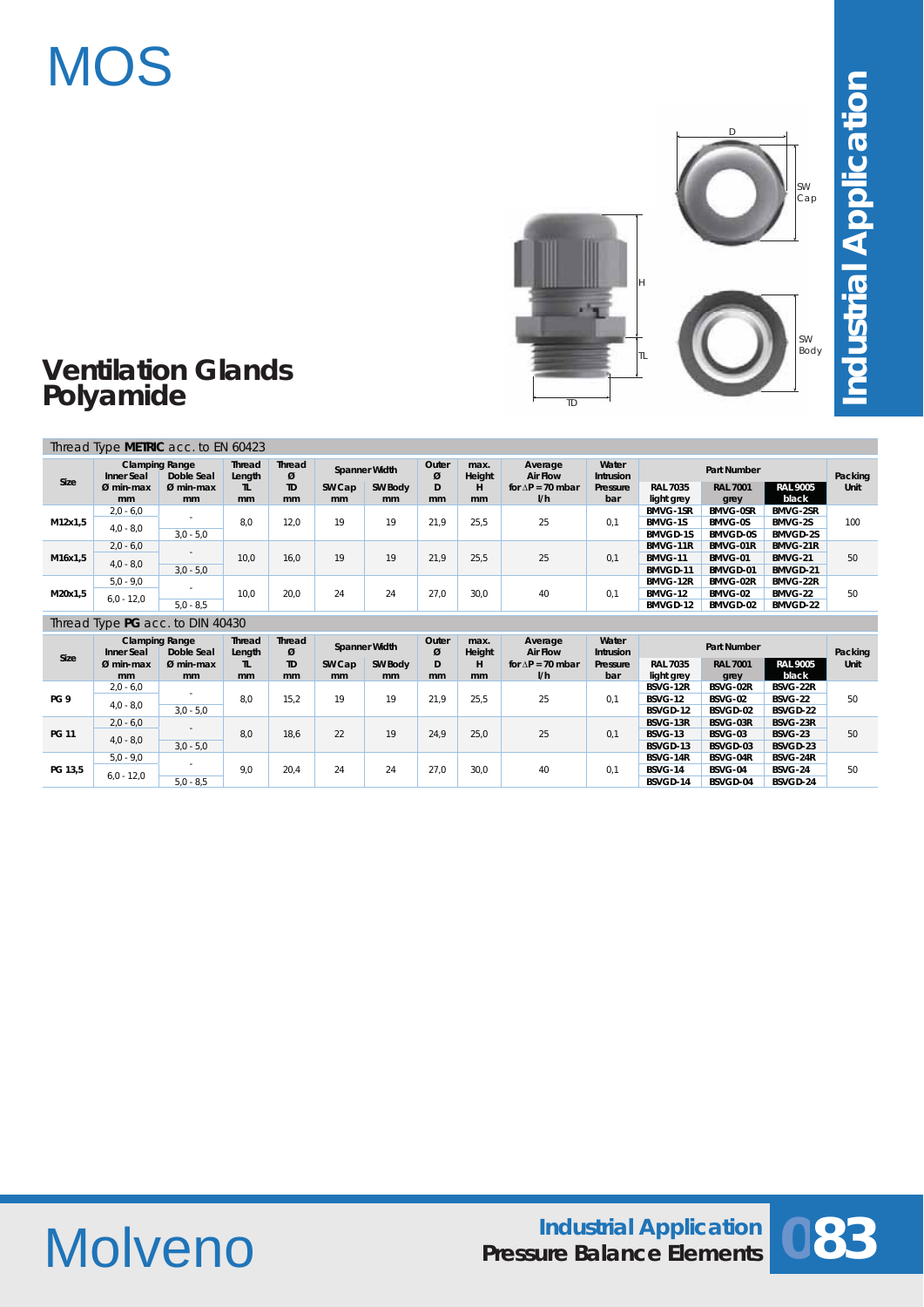# MOS

## Ventilation Glands Polyamide

D

SW Cap

H

TL

SW Body

TD

Industrial Application

### Thread Type **METRIC** acc. to EN 60423

| Size | Clamping Range Inner Seal Ø min-max mm | Clamping Range Doble Seal Ø min-max mm | Thread Length TL mm | Thread Ø TD mm | Spanner Width SW Cap mm | Spanner Width SW Body mm | Outer Ø D mm | max. Height H mm | Average Air Flow for ∆P = 70 mbar l/h | Water Intrusion Pressure bar | Part Number RAL 7035 light grey | Part Number RAL 7001 grey | Part Number RAL 9005 black | Packing Unit |
|---|---|---|---|---|---|---|---|---|---|---|---|---|---|---|
| M12x1,5 | 2,0 - 6,0 | - | 8,0 | 12,0 | 19 | 19 | 21,9 | 25,5 | 25 | 0,1 | BMVG-1SR | BMVG-0SR | BMVG-2SR | 100 |
| | 4,0 - 8,0 | | | | | | | | | | BMVG-1S | BMVG-0S | BMVG-2S | |
| | | 3,0 - 5,0 | | | | | | | | | BMVGD-1S | BMVGD-0S | BMVGD-2S | |
| M16x1,5 | 2,0 - 6,0 | - | 10,0 | 16,0 | 19 | 19 | 21,9 | 25,5 | 25 | 0,1 | BMVG-11R | BMVG-01R | BMVG-21R | 50 |
| | 4,0 - 8,0 | | | | | | | | | | BMVG-11 | BMVG-01 | BMVG-21 | |
| | | 3,0 - 5,0 | | | | | | | | | BMVGD-11 | BMVGD-01 | BMVGD-21 | |
| M20x1,5 | 5,0 - 9,0 | - | 10,0 | 20,0 | 24 | 24 | 27,0 | 30,0 | 40 | 0,1 | BMVG-12R | BMVG-02R | BMVG-22R | 50 |
| | 6,0 - 12,0 | | | | | | | | | | BMVG-12 | BMVG-02 | BMVG-22 | |
| | | 5,0 - 8,5 | | | | | | | | | BMVGD-12 | BMVGD-02 | BMVGD-22 | |

### Thread Type **PG** acc. to DIN 40430

| Size | Clamping Range Inner Seal Ø min-max mm | Clamping Range Doble Seal Ø min-max mm | Thread Length TL mm | Thread Ø TD mm | Spanner Width SW Cap mm | Spanner Width SW Body mm | Outer Ø D mm | max. Height H mm | Average Air Flow for ∆P = 70 mbar l/h | Water Intrusion Pressure bar | Part Number RAL 7035 light grey | Part Number RAL 7001 grey | Part Number RAL 9005 black | Packing Unit |
|---|---|---|---|---|---|---|---|---|---|---|---|---|---|---|
| PG 9 | 2,0 - 6,0 | - | 8,0 | 15,2 | 19 | 19 | 21,9 | 25,5 | 25 | 0,1 | BSVG-12R | BSVG-02R | BSVG-22R | 50 |
| | 4,0 - 8,0 | | | | | | | | | | BSVG-12 | BSVG-02 | BSVG-22 | |
| | | 3,0 - 5,0 | | | | | | | | | BSVGD-12 | BSVGD-02 | BSVGD-22 | |
| PG 11 | 2,0 - 6,0 | - | 8,0 | 18,6 | 22 | 19 | 24,9 | 25,0 | 25 | 0,1 | BSVG-13R | BSVG-03R | BSVG-23R | 50 |
| | 4,0 - 8,0 | | | | | | | | | | BSVG-13 | BSVG-03 | BSVG-23 | |
| | | 3,0 - 5,0 | | | | | | | | | BSVGD-13 | BSVGD-03 | BSVGD-23 | |
| PG 13,5 | 5,0 - 9,0 | - | 9,0 | 20,4 | 24 | 24 | 27,0 | 30,0 | 40 | 0,1 | BSVG-14R | BSVG-04R | BSVG-24R | 50 |
| | 6,0 - 12,0 | | | | | | | | | | BSVG-14 | BSVG-04 | BSVG-24 | |
| | | 5,0 - 8,5 | | | | | | | | | BSVGD-14 | BSVGD-04 | BSVGD-24 | |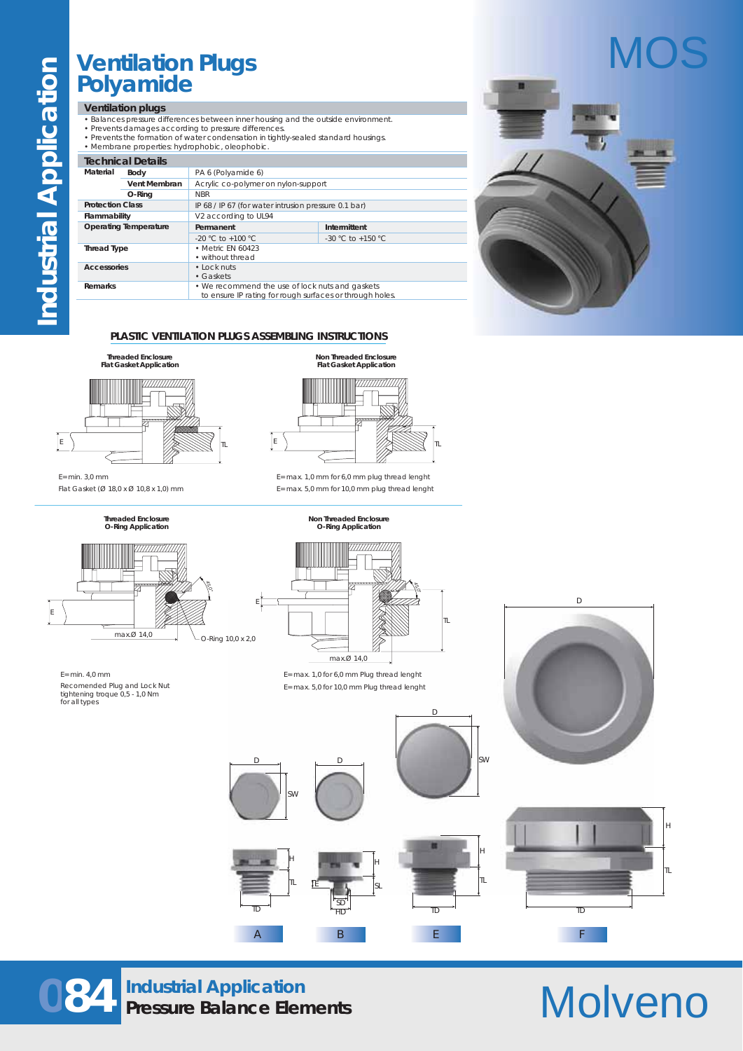# Ventilation Plugs Polyamide

## MOS

### Ventilation plugs

- Balances pressure differences between inner housing and the outside environment.
- Prevents damages according to pressure differences.
- Prevents the formation of water condensation in tightly-sealed standard housings.
- Membrane properties: hydrophobic, oleophobic.

### Technical Details

| | | | |
|---|---|---|---|
| Material | Body | PA 6 (Polyamide 6) | |
| | Vent Membran | Acrylic co-polymer on nylon-support | |
| | O-Ring | NBR | |
| Protection Class | | IP 68 / IP 67 (for water intrusion pressure 0.1 bar) | |
| Flammability | | V2 according to UL94 | |
| Operating Temperature | | Permanent | Intermittent |
| | | -20 °C to +100 °C | -30 °C to +150 °C |
| Thread Type | | • Metric EN 60423<br>• without thread | |
| Accessories | | • Lock nuts<br>• Gaskets | |
| Remarks | | • We recommend the use of lock nuts and gaskets to ensure IP rating for rough surfaces or through holes. | |

### PLASTIC VENTILATION PLUGS ASSEMBLING INSTRUCTIONS

**Threaded Enclosure Flat Gasket Application**

E= min. 3,0 mm
Flat Gasket (Ø 18,0 x Ø 10,8 x 1,0) mm

**Non Threaded Enclosure Flat Gasket Application**

E= max. 1,0 mm for 6,0 mm plug thread lenght
E= max. 5,0 mm for 10,0 mm plug thread lenght

**Threaded Enclosure O-Ring Application**

max.Ø 14,0 — O-Ring 10,0 x 2,0

E= min. 4,0 mm
Recomended Plug and Lock Nut tightening troque 0,5 - 1,0 Nm for all types

**Non Threaded Enclosure O-Ring Application**

max.Ø 14,0

E= max. 1,0 for 6,0 mm Plug thread lenght
E= max. 5,0 for 10,0 mm Plug thread lenght

A | B | E | F

Industrial Application
Pressure Balance Elements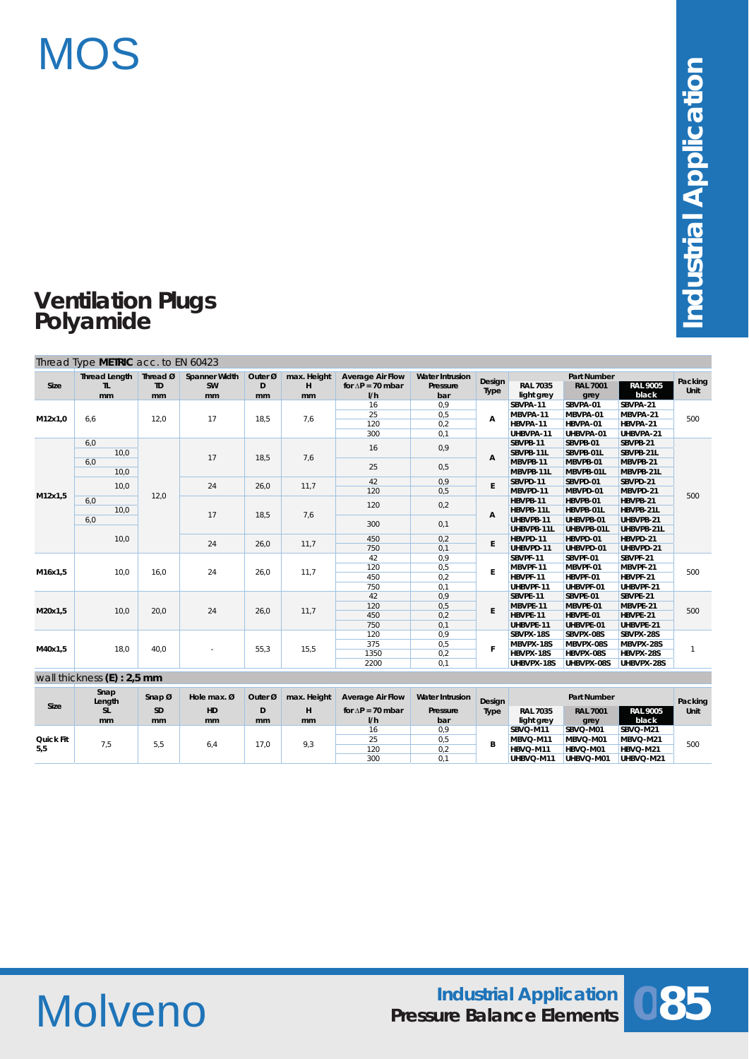# MOS

**Industrial Application**

## Ventilation Plugs Polyamide

Thread Type **METRIC** acc. to EN 60423

| Size | Thread Length TL mm | Thread Ø TD mm | Spanner Width SW mm | Outer Ø D mm | max. Height H mm | Average Air Flow for ΔP = 70 mbar l/h | Water Intrusion Pressure bar | Design Type | Part Number RAL 7035 light grey | Part Number RAL 7001 grey | Part Number RAL 9005 black | Packing Unit |
|---|---|---|---|---|---|---|---|---|---|---|---|---|
| M12x1,0 | 6,6 | 12,0 | 17 | 18,5 | 7,6 | 16 | 0,9 | A | SBVPA-11 | SBVPA-01 | SBVPA-21 | 500 |
| | | | | | | 25 | 0,5 | | MBVPA-11 | MBVPA-01 | MBVPA-21 | |
| | | | | | | 120 | 0,2 | | HBVPA-11 | HBVPA-01 | HBVPA-21 | |
| | | | | | | 300 | 0,1 | | UHBVPA-11 | UHBVPA-01 | UHBVPA-21 | |
| M12x1,5 | 6,0 | 12,0 | 17 | 18,5 | 7,6 | 16 | 0,9 | A | SBVPB-11 | SBVPB-01 | SBVPB-21 | 500 |
| | 10,0 | | | | | | | | SBVPB-11L | SBVPB-01L | SBVPB-21L | |
| | 6,0 | | | | | 25 | 0,5 | | MBVPB-11 | MBVPB-01 | MBVPB-21 | |
| | 10,0 | | | | | | | | MBVPB-11L | MBVPB-01L | MBVPB-21L | |
| | 10,0 | | 24 | 26,0 | 11,7 | 42 | 0,9 | E | SBVPD-11 | SBVPD-01 | SBVPD-21 | |
| | | | | | | 120 | 0,5 | | MBVPD-11 | MBVPD-01 | MBVPD-21 | |
| | 6,0 | | 17 | 18,5 | 7,6 | 120 | 0,2 | A | HBVPB-11 | HBVPB-01 | HBVPB-21 | |
| | 10,0 | | | | | | | | HBVPB-11L | HBVPB-01L | HBVPB-21L | |
| | 6,0 | | | | | 300 | 0,1 | | UHBVPB-11 | UHBVPB-01 | UHBVPB-21 | |
| | | | | | | | | | UHBVPB-11L | UHBVPB-01L | UHBVPB-21L | |
| | 10,0 | | 24 | 26,0 | 11,7 | 450 | 0,2 | E | HBVPD-11 | HBVPD-01 | HBVPD-21 | |
| | | | | | | 750 | 0,1 | | UHBVPD-11 | UHBVPD-01 | UHBVPD-21 | |
| M16x1,5 | 10,0 | 16,0 | 24 | 26,0 | 11,7 | 42 | 0,9 | E | SBVPF-11 | SBVPF-01 | SBVPF-21 | 500 |
| | | | | | | 120 | 0,5 | | MBVPF-11 | MBVPF-01 | MBVPF-21 | |
| | | | | | | 450 | 0,2 | | HBVPF-11 | HBVPF-01 | HBVPF-21 | |
| | | | | | | 750 | 0,1 | | UHBVPF-11 | UHBVPF-01 | UHBVPF-21 | |
| M20x1,5 | 10,0 | 20,0 | 24 | 26,0 | 11,7 | 42 | 0,9 | E | SBVPE-11 | SBVPE-01 | SBVPE-21 | 500 |
| | | | | | | 120 | 0,5 | | MBVPE-11 | MBVPE-01 | MBVPE-21 | |
| | | | | | | 450 | 0,2 | | HBVPE-11 | HBVPE-01 | HBVPE-21 | |
| | | | | | | 750 | 0,1 | | UHBVPE-11 | UHBVPE-01 | UHBVPE-21 | |
| M40x1,5 | 18,0 | 40,0 | - | 55,3 | 15,5 | 120 | 0,9 | F | SBVPX-18S | SBVPX-08S | SBVPX-28S | 1 |
| | | | | | | 375 | 0,5 | | MBVPX-18S | MBVPX-08S | MBVPX-28S | |
| | | | | | | 1350 | 0,2 | | HBVPX-18S | HBVPX-08S | HBVPX-28S | |
| | | | | | | 2200 | 0,1 | | UHBVPX-18S | UHBVPX-08S | UHBVPX-28S | |

wall thickness **(E) : 2,5 mm**

| Size | Snap Length SL mm | Snap Ø SD mm | Hole max. Ø HD mm | Outer Ø D mm | max. Height H mm | Average Air Flow for ΔP = 70 mbar l/h | Water Intrusion Pressure bar | Design Type | Part Number RAL 7035 light grey | Part Number RAL 7001 grey | Part Number RAL 9005 black | Packing Unit |
|---|---|---|---|---|---|---|---|---|---|---|---|---|
| Quick Fit 5,5 | 7,5 | 5,5 | 6,4 | 17,0 | 9,3 | 16 | 0,9 | B | SBVQ-M11 | SBVQ-M01 | SBVQ-M21 | 500 |
| | | | | | | 25 | 0,5 | | MBVQ-M11 | MBVQ-M01 | MBVQ-M21 | |
| | | | | | | 120 | 0,2 | | HBVQ-M11 | HBVQ-M01 | HBVQ-M21 | |
| | | | | | | 300 | 0,1 | | UHBVQ-M11 | UHBVQ-M01 | UHBVQ-M21 | |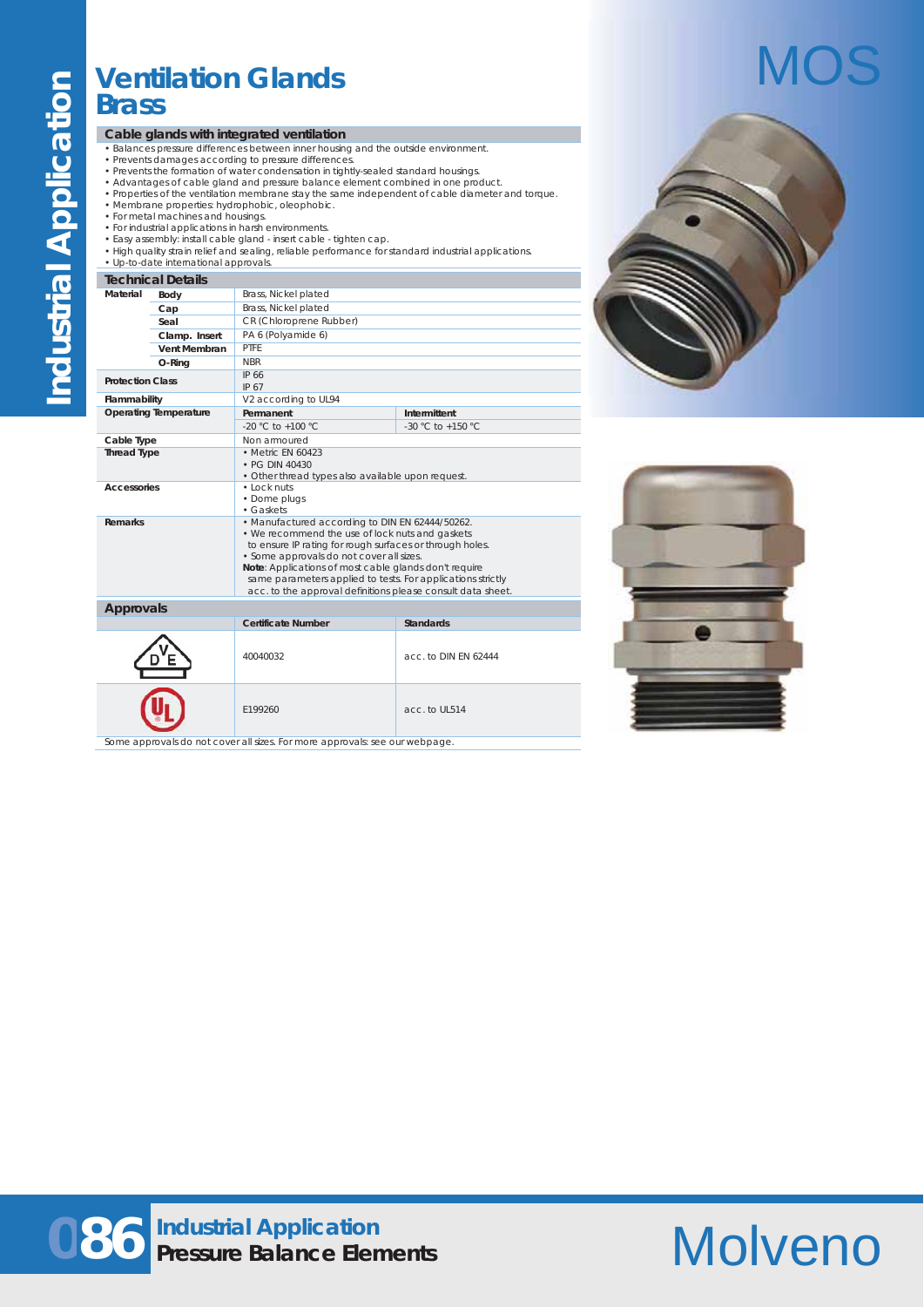# Ventilation Glands Brass

MOS

## Cable glands with integrated ventilation

- Balances pressure differences between inner housing and the outside environment.
- Prevents damages according to pressure differences.
- Prevents the formation of water condensation in tightly-sealed standard housings.
- Advantages of cable gland and pressure balance element combined in one product.
- Properties of the ventilation membrane stay the same independent of cable diameter and torque.
- Membrane properties: hydrophobic, oleophobic.
- For metal machines and housings.
- For industrial applications in harsh environments.
- Easy assembly: install cable gland - insert cable - tighten cap.
- High quality strain relief and sealing, reliable performance for standard industrial applications.
- Up-to-date international approvals.

## Technical Details

| | | | |
|---|---|---|---|
| **Material** | **Body** | Brass, Nickel plated | |
| | **Cap** | Brass, Nickel plated | |
| | **Seal** | CR (Chloroprene Rubber) | |
| | **Clamp. Insert** | PA 6 (Polyamide 6) | |
| | **Vent Membran** | PTFE | |
| | **O-Ring** | NBR | |
| **Protection Class** | | IP 66<br>IP 67 | |
| **Flammability** | | V2 according to UL94 | |
| **Operating Temperature** | | **Permanent** | **Intermittent** |
| | | -20 °C to +100 °C | -30 °C to +150 °C |
| **Cable Type** | | Non armoured | |
| **Thread Type** | | • Metric EN 60423<br>• PG DIN 40430<br>• Other thread types also available upon request. | |
| **Accessories** | | • Lock nuts<br>• Dome plugs<br>• Gaskets | |
| **Remarks** | | • Manufactured according to DIN EN 62444/50262.<br>• We recommend the use of lock nuts and gaskets to ensure IP rating for rough surfaces or through holes.<br>• Some approvals do not cover all sizes.<br>**Note**: Applications of most cable glands don't require same parameters applied to tests. For applications strictly acc. to the approval definitions please consult data sheet. | |

## Approvals

| | Certificate Number | Standards |
|---|---|---|
| VDE | 40040032 | acc. to DIN EN 62444 |
| UL | E199260 | acc. to UL514 |

Some approvals do not cover all sizes. For more approvals: see our webpage.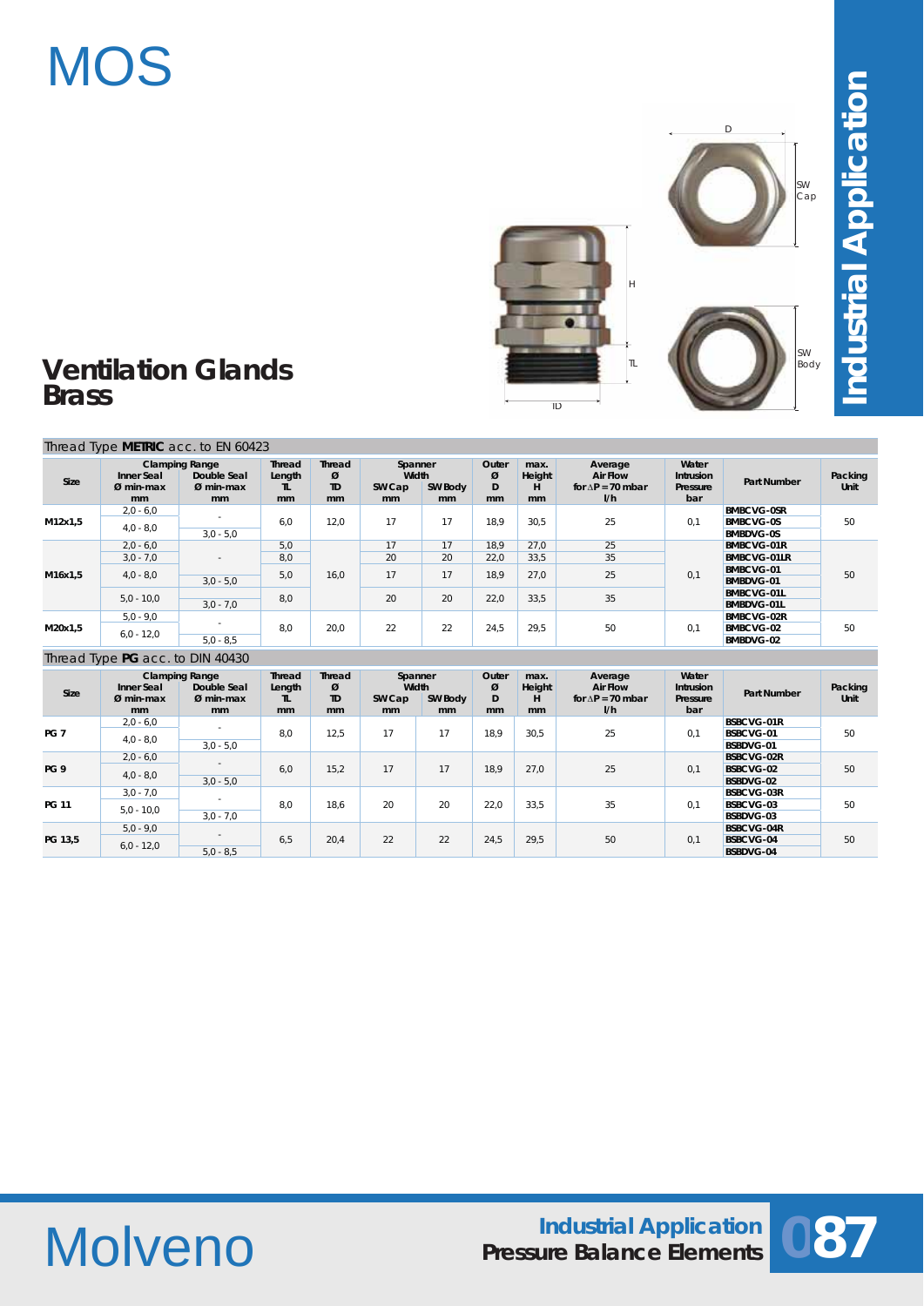# MOS

**Industrial Application**

## Ventilation Glands Brass

Thread Type **METRIC** acc. to EN 60423

| Size | Clamping Range Inner Seal Ø min-max mm | Clamping Range Double Seal Ø min-max mm | Thread Length TL mm | Thread Ø TD mm | Spanner Width SW Cap mm | Spanner Width SW Body mm | Outer Ø D mm | max. Height H mm | Average Air Flow for ΔP = 70 mbar l/h | Water Intrusion Pressure bar | Part Number | Packing Unit |
|---|---|---|---|---|---|---|---|---|---|---|---|---|
| M12x1,5 | 2,0 - 6,0 | - | 6,0 | 12,0 | 17 | 17 | 18,9 | 30,5 | 25 | 0,1 | BMBCVG-0SR | 50 |
| | 4,0 - 8,0 | | | | | | | | | | BMBCVG-0S | |
| | | 3,0 - 5,0 | | | | | | | | | BMBDVG-0S | |
| M16x1,5 | 2,0 - 6,0 | - | 5,0 | 16,0 | 17 | 17 | 18,9 | 27,0 | 25 | 0,1 | BMBCVG-01R | 50 |
| | 3,0 - 7,0 | | 8,0 | | 20 | 20 | 22,0 | 33,5 | 35 | | BMBCVG-01LR | |
| | 4,0 - 8,0 | | 5,0 | | 17 | 17 | 18,9 | 27,0 | 25 | | BMBCVG-01 | |
| | | 3,0 - 5,0 | | | | | | | | | BMBDVG-01 | |
| | 5,0 - 10,0 | | 8,0 | | 20 | 20 | 22,0 | 33,5 | 35 | | BMBCVG-01L | |
| | | 3,0 - 7,0 | | | | | | | | | BMBDVG-01L | |
| M20x1,5 | 5,0 - 9,0 | - | 8,0 | 20,0 | 22 | 22 | 24,5 | 29,5 | 50 | 0,1 | BMBCVG-02R | 50 |
| | 6,0 - 12,0 | | | | | | | | | | BMBCVG-02 | |
| | | 5,0 - 8,5 | | | | | | | | | BMBDVG-02 | |

Thread Type **PG** acc. to DIN 40430

| Size | Clamping Range Inner Seal Ø min-max mm | Clamping Range Double Seal Ø min-max mm | Thread Length TL mm | Thread Ø TD mm | Spanner Width SW Cap mm | Spanner Width SW Body mm | Outer Ø D mm | max. Height H mm | Average Air Flow for ΔP = 70 mbar l/h | Water Intrusion Pressure bar | Part Number | Packing Unit |
|---|---|---|---|---|---|---|---|---|---|---|---|---|
| PG 7 | 2,0 - 6,0 | - | 8,0 | 12,5 | 17 | 17 | 18,9 | 30,5 | 25 | 0,1 | BSBCVG-01R | 50 |
| | 4,0 - 8,0 | | | | | | | | | | BSBCVG-01 | |
| | | 3,0 - 5,0 | | | | | | | | | BSBDVG-01 | |
| PG 9 | 2,0 - 6,0 | - | 6,0 | 15,2 | 17 | 17 | 18,9 | 27,0 | 25 | 0,1 | BSBCVG-02R | 50 |
| | 4,0 - 8,0 | | | | | | | | | | BSBCVG-02 | |
| | | 3,0 - 5,0 | | | | | | | | | BSBDVG-02 | |
| PG 11 | 3,0 - 7,0 | - | 8,0 | 18,6 | 20 | 20 | 22,0 | 33,5 | 35 | 0,1 | BSBCVG-03R | 50 |
| | 5,0 - 10,0 | | | | | | | | | | BSBCVG-03 | |
| | | 3,0 - 7,0 | | | | | | | | | BSBDVG-03 | |
| PG 13,5 | 5,0 - 9,0 | - | 6,5 | 20,4 | 22 | 22 | 24,5 | 29,5 | 50 | 0,1 | BSBCVG-04R | 50 |
| | 6,0 - 12,0 | | | | | | | | | | BSBCVG-04 | |
| | | 5,0 - 8,5 | | | | | | | | | BSBDVG-04 | |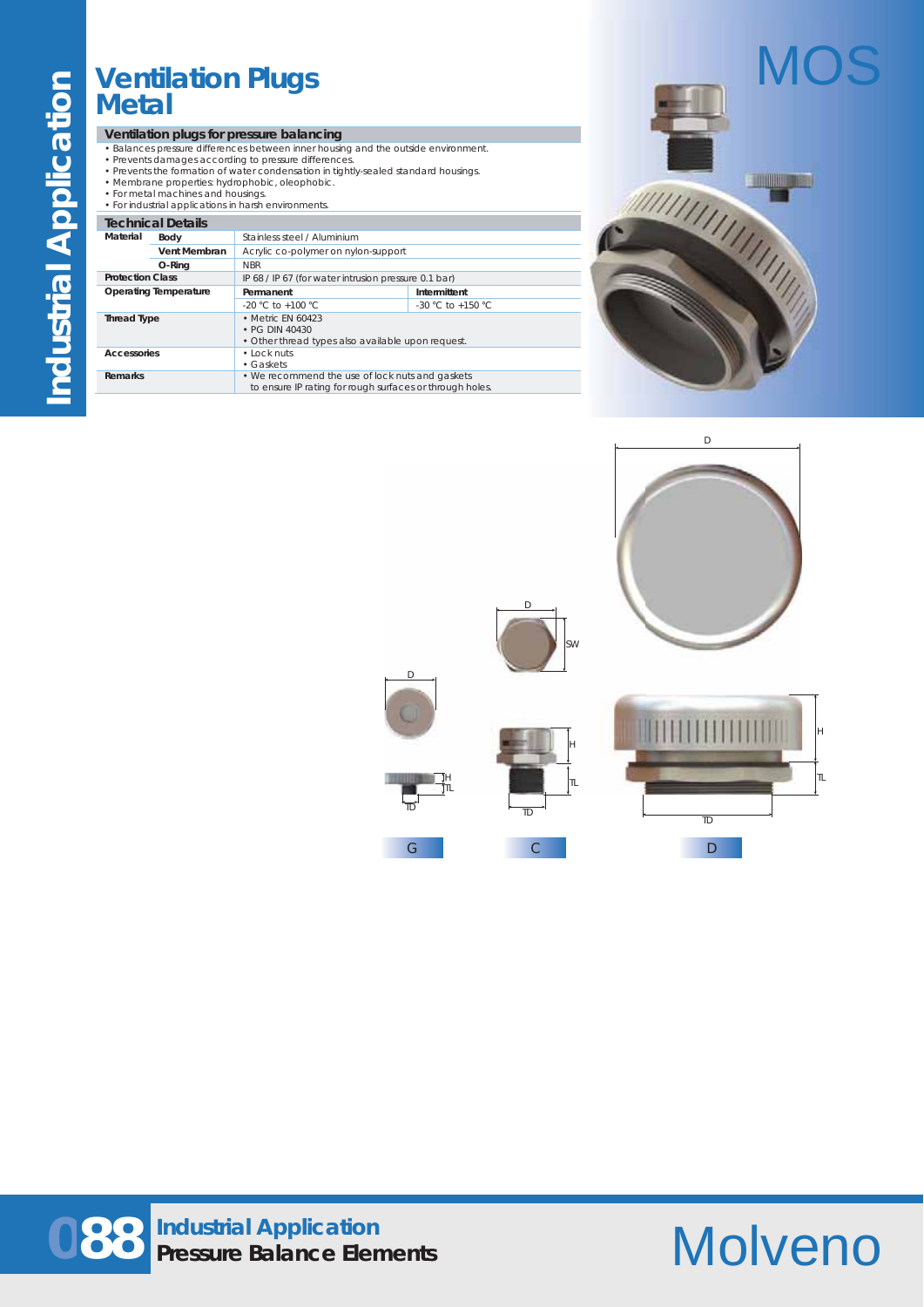# Ventilation Plugs Metal

MOS

## Ventilation plugs for pressure balancing

- Balances pressure differences between inner housing and the outside environment.
- Prevents damages according to pressure differences.
- Prevents the formation of water condensation in tightly-sealed standard housings.
- Membrane properties: hydrophobic, oleophobic.
- For metal machines and housings.
- For industrial applications in harsh environments.

## Technical Details

| | | | |
|---|---|---|---|
| **Material** | **Body** | Stainless steel / Aluminium | |
| | **Vent Membran** | Acrylic co-polymer on nylon-support | |
| | **O-Ring** | NBR | |
| **Protection Class** | | IP 68 / IP 67 (for water intrusion pressure 0.1 bar) | |
| **Operating Temperature** | | **Permanent** | **Intermittent** |
| | | -20 °C to +100 °C | -30 °C to +150 °C |
| **Thread Type** | | • Metric EN 60423<br>• PG DIN 40430<br>• Other thread types also available upon request. | |
| **Accessories** | | • Lock nuts<br>• Gaskets | |
| **Remarks** | | • We recommend the use of lock nuts and gaskets to ensure IP rating for rough surfaces or through holes. | |

D, SW, H, TL, TD

G | C | D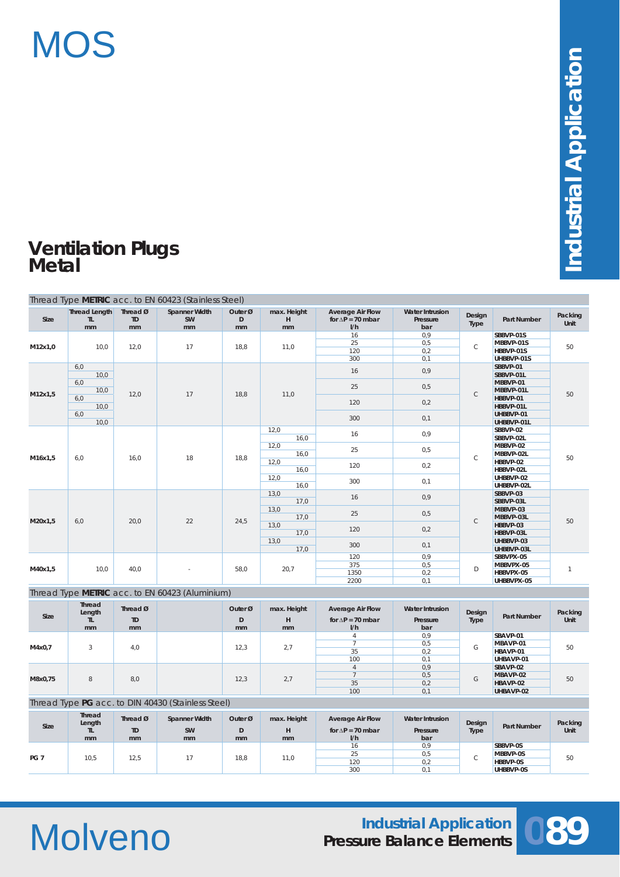# MOS

## Ventilation Plugs Metal

Industrial Application

Thread Type **METRIC** acc. to EN 60423 (Stainless Steel)

| Size | Thread Length TL mm | Thread Ø TD mm | Spanner Width SW mm | Outer Ø D mm | max. Height H mm | Average Air Flow for ΔP = 70 mbar l/h | Water Intrusion Pressure bar | Design Type | Part Number | Packing Unit |
|---|---|---|---|---|---|---|---|---|---|---|
| M12x1,0 | 10,0 | 12,0 | 17 | 18,8 | 11,0 | 16 | 0,9 | C | SBBVP-01S | 50 |
| | | | | | | 25 | 0,5 | | MBBVP-01S | |
| | | | | | | 120 | 0,2 | | HBBVP-01S | |
| | | | | | | 300 | 0,1 | | UHBBVP-01S | |
| M12x1,5 | 6,0 | 12,0 | 17 | 18,8 | 11,0 | 16 | 0,9 | C | SBBVP-01 | 50 |
| | 10,0 | | | | | | | | SBBVP-01L | |
| | 6,0 | | | | | 25 | 0,5 | | MBBVP-01 | |
| | 10,0 | | | | | | | | MBBVP-01L | |
| | 6,0 | | | | | 120 | 0,2 | | HBBVP-01 | |
| | 10,0 | | | | | | | | HBBVP-01L | |
| | 6,0 | | | | | 300 | 0,1 | | UHBBVP-01 | |
| | 10,0 | | | | | | | | UHBBVP-01L | |
| M16x1,5 | 6,0 | 16,0 | 18 | 18,8 | 12,0 | 16 | 0,9 | C | SBBVP-02 | 50 |
| | | | | | 16,0 | | | | SBBVP-02L | |
| | | | | | 12,0 | 25 | 0,5 | | MBBVP-02 | |
| | | | | | 16,0 | | | | MBBVP-02L | |
| | | | | | 12,0 | 120 | 0,2 | | HBBVP-02 | |
| | | | | | 16,0 | | | | HBBVP-02L | |
| | | | | | 12,0 | 300 | 0,1 | | UHBBVP-02 | |
| | | | | | 16,0 | | | | UHBBVP-02L | |
| M20x1,5 | 6,0 | 20,0 | 22 | 24,5 | 13,0 | 16 | 0,9 | C | SBBVP-03 | 50 |
| | | | | | 17,0 | | | | SBBVP-03L | |
| | | | | | 13,0 | 25 | 0,5 | | MBBVP-03 | |
| | | | | | 17,0 | | | | MBBVP-03L | |
| | | | | | 13,0 | 120 | 0,2 | | HBBVP-03 | |
| | | | | | 17,0 | | | | HBBVP-03L | |
| | | | | | 13,0 | 300 | 0,1 | | UHBBVP-03 | |
| | | | | | 17,0 | | | | UHBBVP-03L | |
| M40x1,5 | 10,0 | 40,0 | - | 58,0 | 20,7 | 120 | 0,9 | D | SBBVPX-05 | 1 |
| | | | | | | 375 | 0,5 | | MBBVPX-05 | |
| | | | | | | 1350 | 0,2 | | HBBVPX-05 | |
| | | | | | | 2200 | 0,1 | | UHBBVPX-05 | |

Thread Type **METRIC** acc. to EN 60423 (Aluminium)

| Size | Thread Length TL mm | Thread Ø TD mm | | Outer Ø D mm | max. Height H mm | Average Air Flow for ΔP = 70 mbar l/h | Water Intrusion Pressure bar | Design Type | Part Number | Packing Unit |
|---|---|---|---|---|---|---|---|---|---|---|
| M4x0,7 | 3 | 4,0 | | 12,3 | 2,7 | 4 | 0,9 | G | SBAVP-01 | 50 |
| | | | | | | 7 | 0,5 | | MBAVP-01 | |
| | | | | | | 35 | 0,2 | | HBAVP-01 | |
| | | | | | | 100 | 0,1 | | UHBAVP-01 | |
| M8x0,75 | 8 | 8,0 | | 12,3 | 2,7 | 4 | 0,9 | G | SBAVP-02 | 50 |
| | | | | | | 7 | 0,5 | | MBAVP-02 | |
| | | | | | | 35 | 0,2 | | HBAVP-02 | |
| | | | | | | 100 | 0,1 | | UHBAVP-02 | |

Thread Type **PG** acc. to DIN 40430 (Stainless Steel)

| Size | Thread Length TL mm | Thread Ø TD mm | Spanner Width SW mm | Outer Ø D mm | max. Height H mm | Average Air Flow for ΔP = 70 mbar l/h | Water Intrusion Pressure bar | Design Type | Part Number | Packing Unit |
|---|---|---|---|---|---|---|---|---|---|---|
| PG 7 | 10,5 | 12,5 | 17 | 18,8 | 11,0 | 16 | 0,9 | C | SBBVP-0S | 50 |
| | | | | | | 25 | 0,5 | | MBBVP-0S | |
| | | | | | | 120 | 0,2 | | HBBVP-0S | |
| | | | | | | 300 | 0,1 | | UHBBVP-0S | |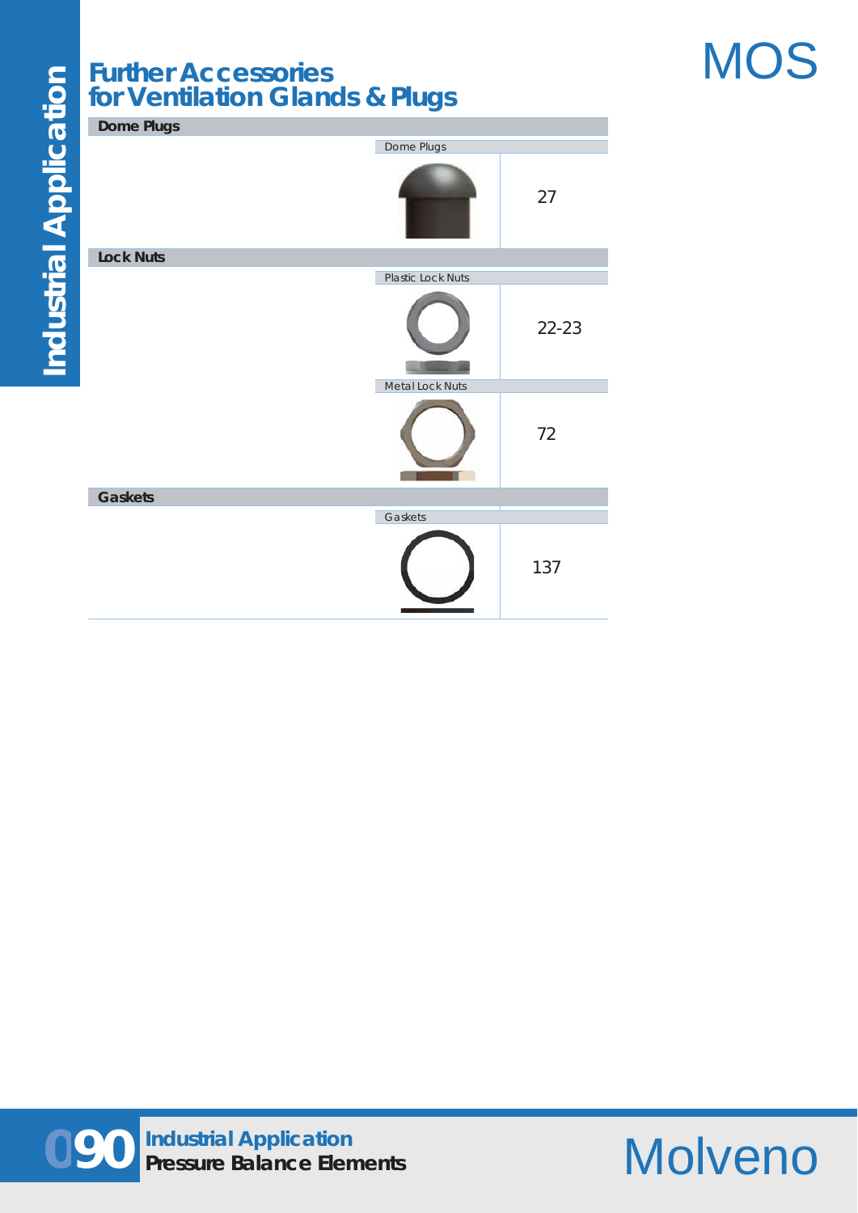# Further Accessories for Ventilation Glands & Plugs

| Category | Product | Page |
|---|---|---|
| **Dome Plugs** | Dome Plugs | 27 |
| **Lock Nuts** | Plastic Lock Nuts | 22-23 |
| | Metal Lock Nuts | 72 |
| **Gaskets** | Gaskets | 137 |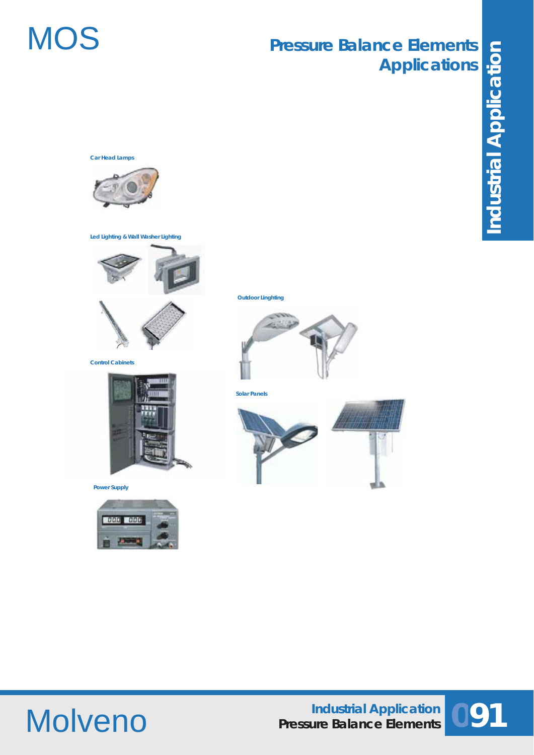# Pressure Balance Elements Applications

Car Head Lamps

Led Lighting & Wall Washer Lighting

Outdoor Linghting

Control Cabinets

Solar Panels

Power Supply